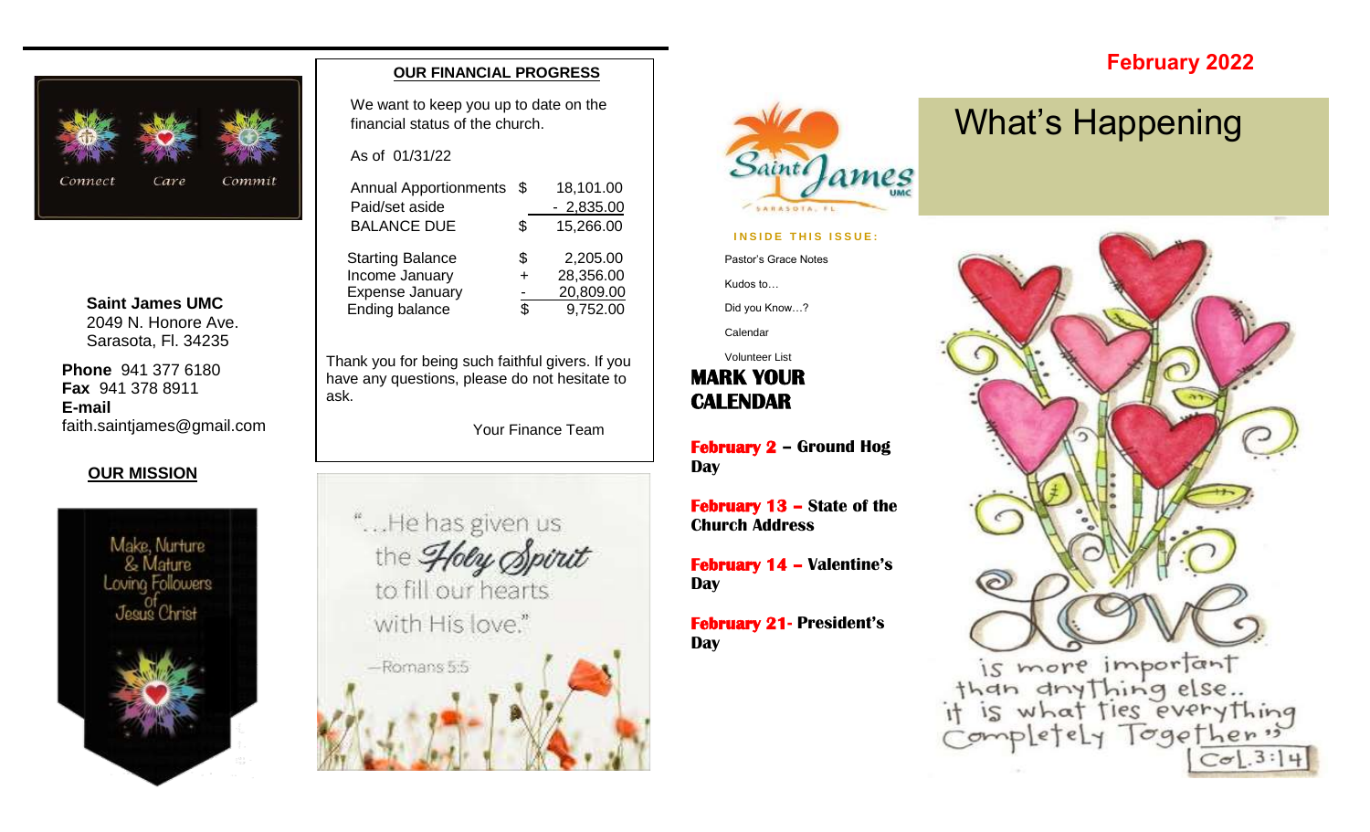**February 2022**

# What's Happening

**Saint James UMC**
2049 N. Honore Ave.
Sarasota, Fl. 34235

**Phone** 941 377 6180
**Fax** 941 378 8911
**E-mail**
faith.saintjames@gmail.com

## OUR MISSION

Make, Nurture & Mature Loving Followers of Jesus Christ

## OUR FINANCIAL PROGRESS

We want to keep you up to date on the financial status of the church.

As of 01/31/22

| | | |
|---|---|---|
| Annual Apportionments | $ | 18,101.00 |
| Paid/set aside | | - 2,835.00 |
| BALANCE DUE | $ | 15,266.00 |

| | | |
|---|---|---|
| Starting Balance | $ | 2,205.00 |
| Income January | + | 28,356.00 |
| Expense January | - | 20,809.00 |
| Ending balance | $ | 9,752.00 |

Thank you for being such faithful givers. If you have any questions, please do not hesitate to ask.

Your Finance Team

"...He has given us the Holy Spirit to fill our hearts with His love."
—Romans 5:5

**INSIDE THIS ISSUE:**

- Pastor's Grace Notes
- Kudos to…
- Did you Know…?
- Calendar
- Volunteer List

## MARK YOUR CALENDAR

**February 2 – Ground Hog Day**

**February 13 – State of the Church Address**

**February 14 – Valentine's Day**

**February 21- President's Day**

Love is more important than anything else.. it is what ties everything completely together" Col. 3:14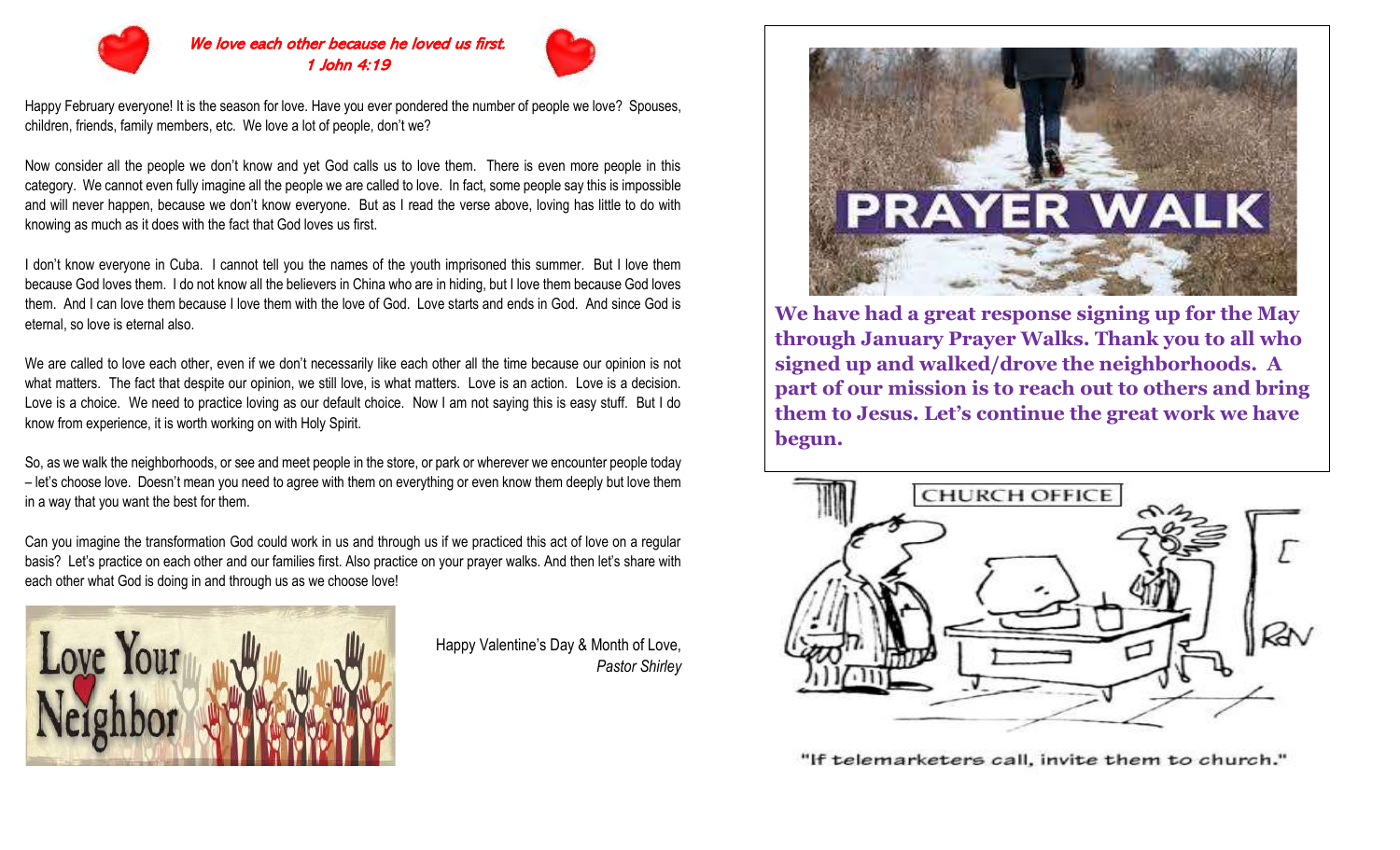*We love each other because he loved us first.*
*1 John 4:19*

Happy February everyone! It is the season for love. Have you ever pondered the number of people we love? Spouses, children, friends, family members, etc. We love a lot of people, don't we?

Now consider all the people we don't know and yet God calls us to love them. There is even more people in this category. We cannot even fully imagine all the people we are called to love. In fact, some people say this is impossible and will never happen, because we don't know everyone. But as I read the verse above, loving has little to do with knowing as much as it does with the fact that God loves us first.

I don't know everyone in Cuba. I cannot tell you the names of the youth imprisoned this summer. But I love them because God loves them. I do not know all the believers in China who are in hiding, but I love them because God loves them. And I can love them because I love them with the love of God. Love starts and ends in God. And since God is eternal, so love is eternal also.

We are called to love each other, even if we don't necessarily like each other all the time because our opinion is not what matters. The fact that despite our opinion, we still love, is what matters. Love is an action. Love is a decision. Love is a choice. We need to practice loving as our default choice. Now I am not saying this is easy stuff. But I do know from experience, it is worth working on with Holy Spirit.

So, as we walk the neighborhoods, or see and meet people in the store, or park or wherever we encounter people today – let's choose love. Doesn't mean you need to agree with them on everything or even know them deeply but love them in a way that you want the best for them.

Can you imagine the transformation God could work in us and through us if we practiced this act of love on a regular basis? Let's practice on each other and our families first. Also practice on your prayer walks. And then let's share with each other what God is doing in and through us as we choose love!

Love Your Neighbor

Happy Valentine's Day & Month of Love,
*Pastor Shirley*

## PRAYER WALK

**We have had a great response signing up for the May through January Prayer Walks. Thank you to all who signed up and walked/drove the neighborhoods. A part of our mission is to reach out to others and bring them to Jesus. Let's continue the great work we have begun.**

"If telemarketers call, invite them to church."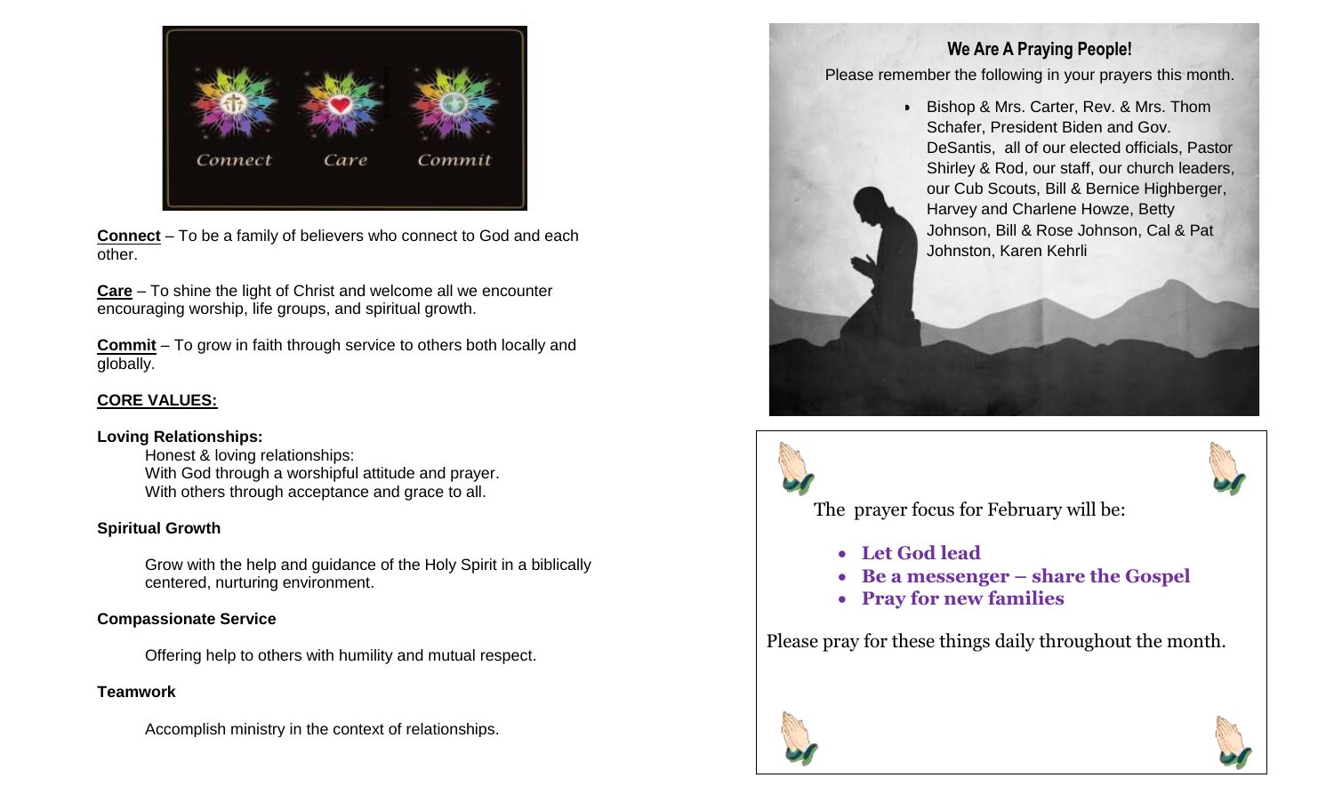Connect Care Commit

**Connect** – To be a family of believers who connect to God and each other.

**Care** – To shine the light of Christ and welcome all we encounter encouraging worship, life groups, and spiritual growth.

**Commit** – To grow in faith through service to others both locally and globally.

**CORE VALUES:**

**Loving Relationships:**

Honest & loving relationships:
With God through a worshipful attitude and prayer.
With others through acceptance and grace to all.

**Spiritual Growth**

Grow with the help and guidance of the Holy Spirit in a biblically centered, nurturing environment.

**Compassionate Service**

Offering help to others with humility and mutual respect.

**Teamwork**

Accomplish ministry in the context of relationships.

**We Are A Praying People!**

Please remember the following in your prayers this month.

- Bishop & Mrs. Carter, Rev. & Mrs. Thom Schafer, President Biden and Gov. DeSantis, all of our elected officials, Pastor Shirley & Rod, our staff, our church leaders, our Cub Scouts, Bill & Bernice Highberger, Harvey and Charlene Howze, Betty Johnson, Bill & Rose Johnson, Cal & Pat Johnston, Karen Kehrli

The prayer focus for February will be:

- **Let God lead**
- **Be a messenger – share the Gospel**
- **Pray for new families**

Please pray for these things daily throughout the month.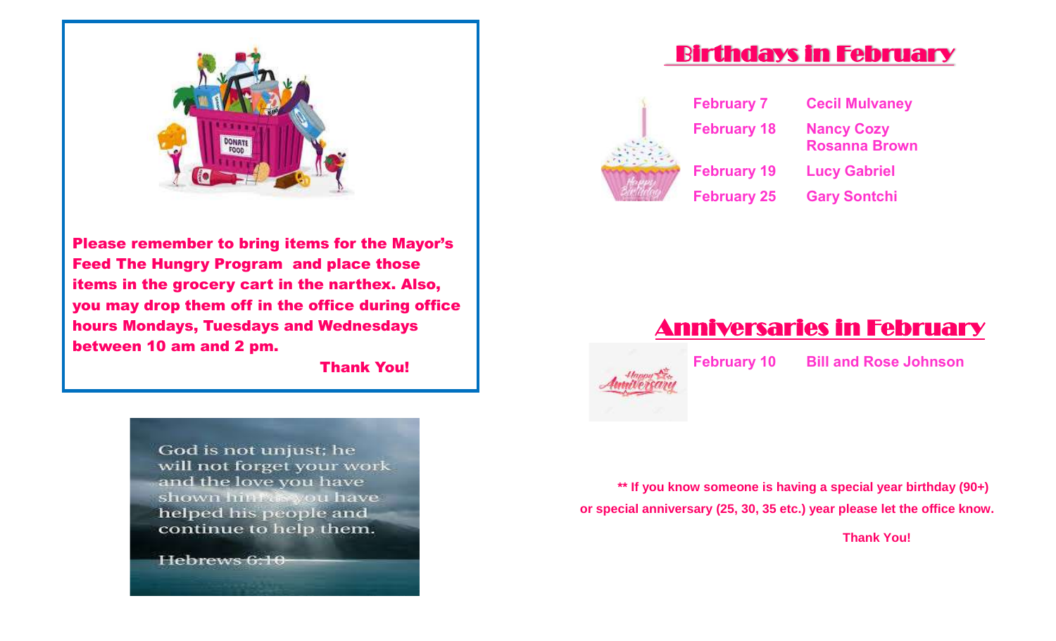**Please remember to bring items for the Mayor's Feed The Hungry Program and place those items in the grocery cart in the narthex. Also, you may drop them off in the office during office hours Mondays, Tuesdays and Wednesdays between 10 am and 2 pm.**

**Thank You!**

God is not unjust; he will not forget your work and the love you have shown him as you have helped his people and continue to help them.

Hebrews 6:10

## Birthdays in February

| | |
|---|---|
| February 7 | Cecil Mulvaney |
| February 18 | Nancy Cozy<br>Rosanna Brown |
| February 19 | Lucy Gabriel |
| February 25 | Gary Sontchi |

## Anniversaries in February

| | |
|---|---|
| February 10 | Bill and Rose Johnson |

**** If you know someone is having a special year birthday (90+) or special anniversary (25, 30, 35 etc.) year please let the office know.**

**Thank You!**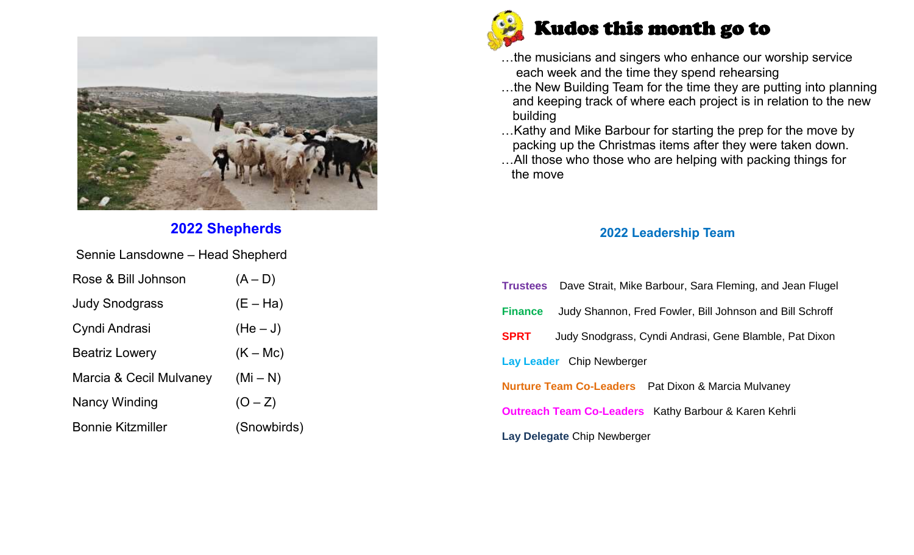## 2022 Shepherds

Sennie Lansdowne – Head Shepherd

| | |
|---|---|
| Rose & Bill Johnson | (A – D) |
| Judy Snodgrass | (E – Ha) |
| Cyndi Andrasi | (He – J) |
| Beatriz Lowery | (K – Mc) |
| Marcia & Cecil Mulvaney | (Mi – N) |
| Nancy Winding | (O – Z) |
| Bonnie Kitzmiller | (Snowbirds) |

## Kudos this month go to

…the musicians and singers who enhance our worship service each week and the time they spend rehearsing

…the New Building Team for the time they are putting into planning and keeping track of where each project is in relation to the new building

…Kathy and Mike Barbour for starting the prep for the move by packing up the Christmas items after they were taken down.

…All those who those who are helping with packing things for the move

## 2022 Leadership Team

**Trustees** Dave Strait, Mike Barbour, Sara Fleming, and Jean Flugel

**Finance** Judy Shannon, Fred Fowler, Bill Johnson and Bill Schroff

**SPRT** Judy Snodgrass, Cyndi Andrasi, Gene Blamble, Pat Dixon

**Lay Leader** Chip Newberger

**Nurture Team Co-Leaders** Pat Dixon & Marcia Mulvaney

**Outreach Team Co-Leaders** Kathy Barbour & Karen Kehrli

**Lay Delegate** Chip Newberger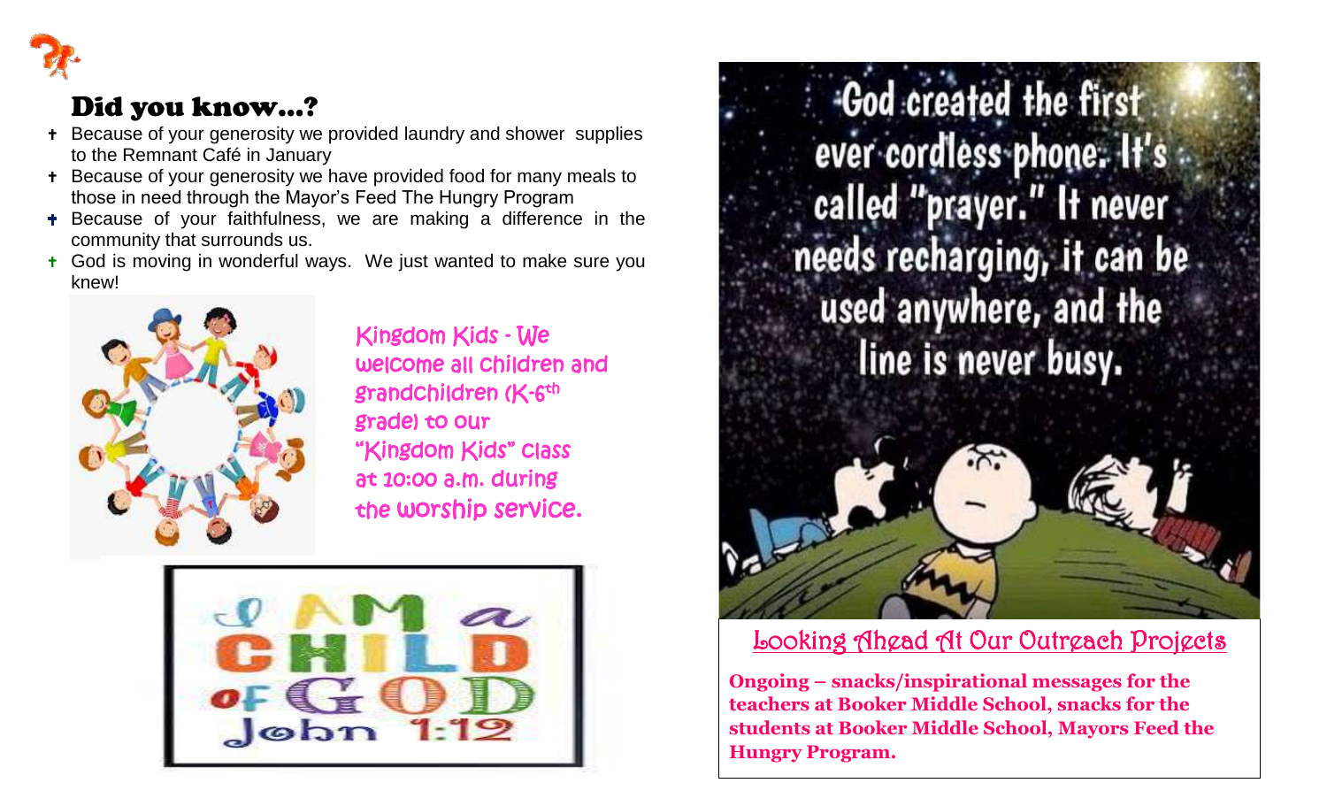## Did you know…?

- Because of your generosity we provided laundry and shower supplies to the Remnant Café in January
- Because of your generosity we have provided food for many meals to those in need through the Mayor's Feed The Hungry Program
- Because of your faithfulness, we are making a difference in the community that surrounds us.
- God is moving in wonderful ways. We just wanted to make sure you knew!

Kingdom Kids - We welcome all children and grandchildren (K-6th grade) to our "Kingdom Kids" class at 10:00 a.m. during the worship service.

I AM a CHILD oF GOD John 1:12

God created the first ever cordless phone. It's called "prayer." It never needs recharging, it can be used anywhere, and the line is never busy.

## Looking Ahead At Our Outreach Projects

**Ongoing – snacks/inspirational messages for the teachers at Booker Middle School, snacks for the students at Booker Middle School, Mayors Feed the Hungry Program.**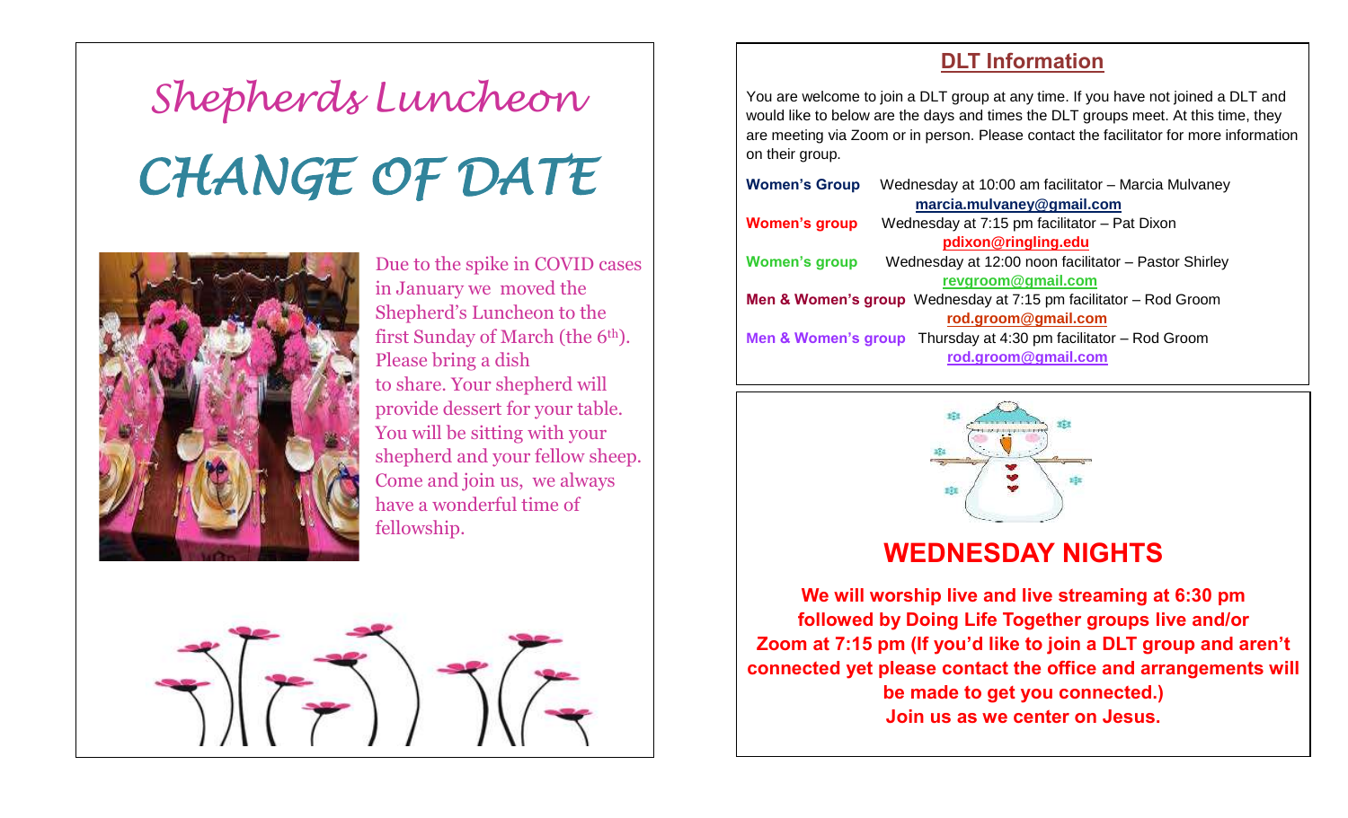# Shepherds Luncheon

# CHANGE OF DATE

Due to the spike in COVID cases in January we moved the Shepherd's Luncheon to the first Sunday of March (the 6th). Please bring a dish to share. Your shepherd will provide dessert for your table. You will be sitting with your shepherd and your fellow sheep. Come and join us, we always have a wonderful time of fellowship.

## DLT Information

You are welcome to join a DLT group at any time. If you have not joined a DLT and would like to below are the days and times the DLT groups meet. At this time, they are meeting via Zoom or in person. Please contact the facilitator for more information on their group.

**Women's Group** Wednesday at 10:00 am facilitator – Marcia Mulvaney
**marcia.mulvaney@gmail.com**

**Women's group** Wednesday at 7:15 pm facilitator – Pat Dixon
**pdixon@ringling.edu**

**Women's group** Wednesday at 12:00 noon facilitator – Pastor Shirley
**revgroom@gmail.com**

**Men & Women's group** Wednesday at 7:15 pm facilitator – Rod Groom
**rod.groom@gmail.com**

**Men & Women's group** Thursday at 4:30 pm facilitator – Rod Groom
**rod.groom@gmail.com**

## WEDNESDAY NIGHTS

**We will worship live and live streaming at 6:30 pm followed by Doing Life Together groups live and/or Zoom at 7:15 pm (If you'd like to join a DLT group and aren't connected yet please contact the office and arrangements will be made to get you connected.)**
**Join us as we center on Jesus.**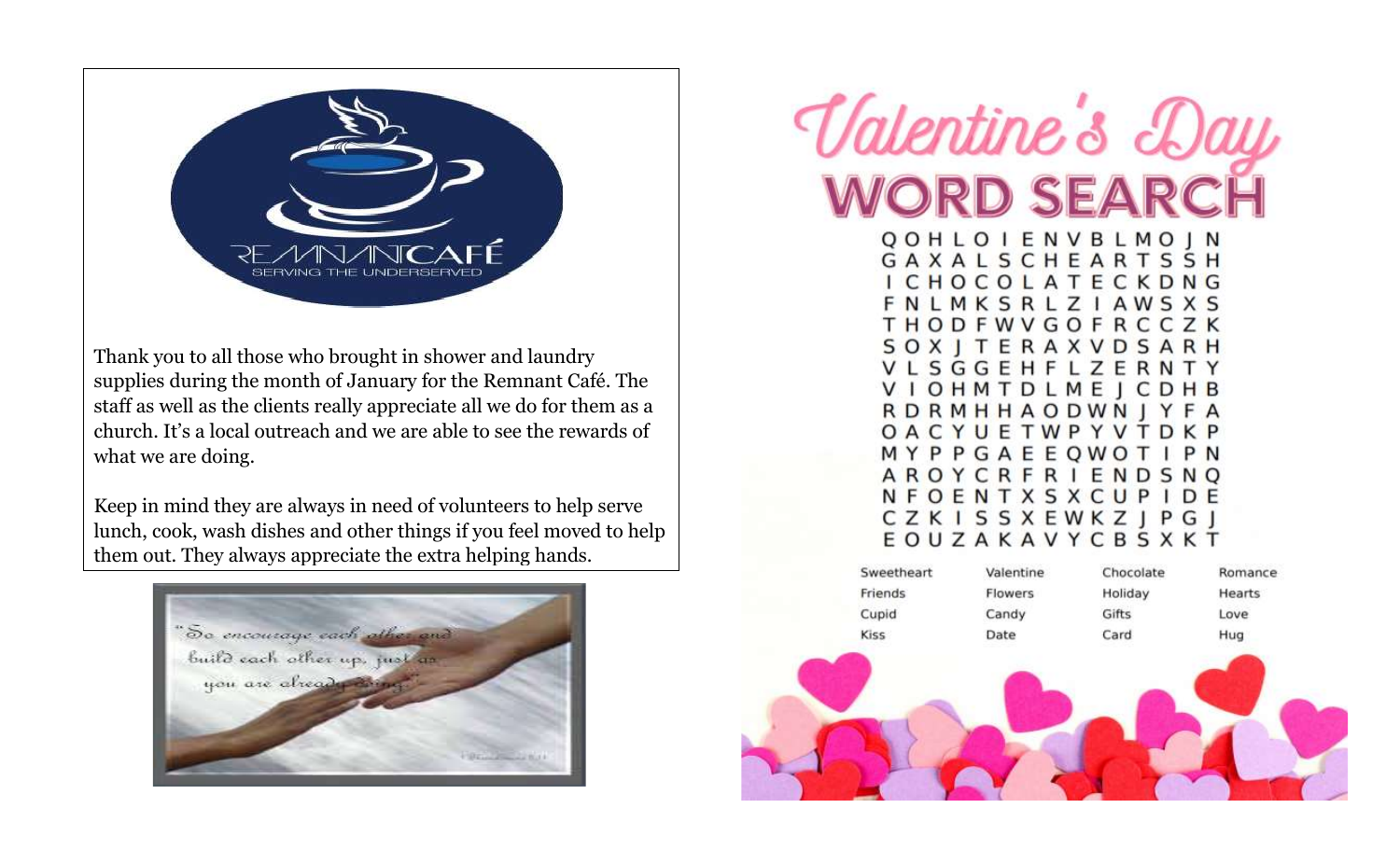REMNANT CAFÉ
SERVING THE UNDERSERVED

Thank you to all those who brought in shower and laundry supplies during the month of January for the Remnant Café. The staff as well as the clients really appreciate all we do for them as a church. It's a local outreach and we are able to see the rewards of what we are doing.

Keep in mind they are always in need of volunteers to help serve lunch, cook, wash dishes and other things if you feel moved to help them out. They always appreciate the extra helping hands.

"So encourage each other and build each other up, just as you are already doing."

# Valentine's Day WORD SEARCH

```
Q O H L O I E N V B L M O J N
G A X A L S C H E A R T S S H
I C H O C O L A T E C K D N G
F N L M K S R L Z I A W S X S
T H O D F W V G O F R C C Z K
S O X J T E R A X V D S A R H
V L S G G E H F L Z E R N T Y
V I O H M T D L M E J C D H B
R D R M H H A O D W N J Y F A
O A C Y U E T W P Y V T D K P
M Y P P G A E E Q W O T I P N
A R O Y C R F R I E N D S N Q
N F O E N T X S X C U P I D E
C Z K I S S X E W K Z J P G J
E O U Z A K A V Y C B S X K T
```

| | | | |
|---|---|---|---|
| Sweetheart | Valentine | Chocolate | Romance |
| Friends | Flowers | Holiday | Hearts |
| Cupid | Candy | Gifts | Love |
| Kiss | Date | Card | Hug |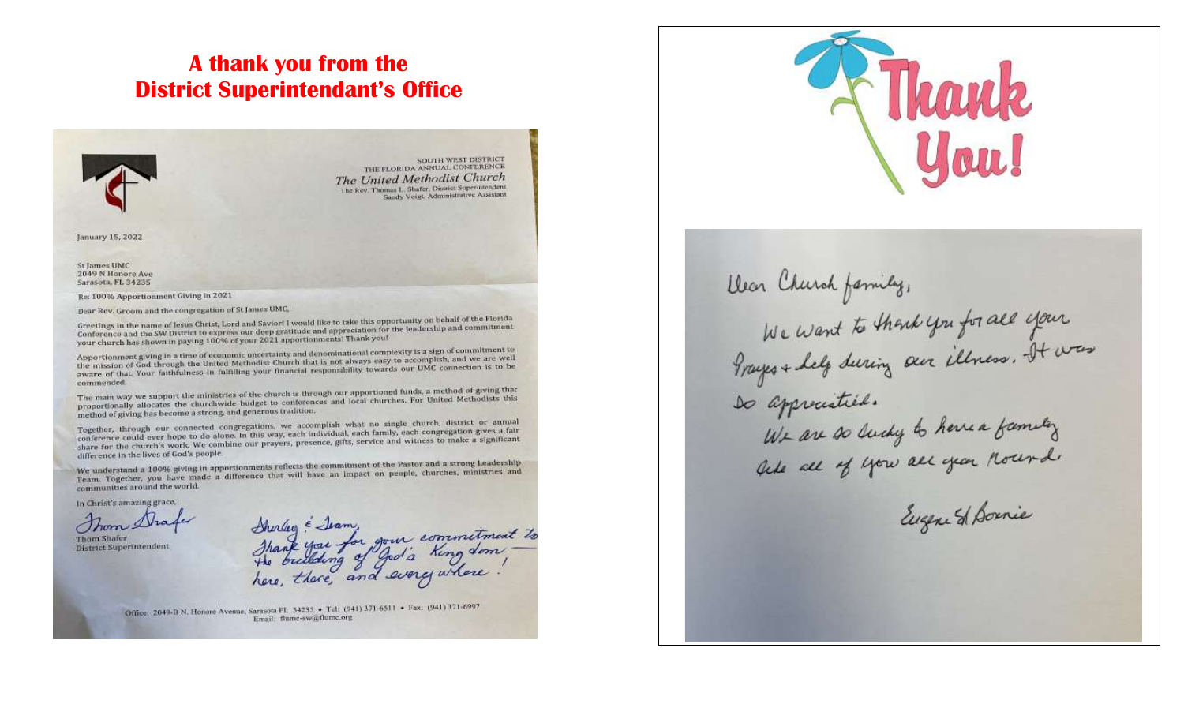## A thank you from the District Superintendant's Office

SOUTH WEST DISTRICT
THE FLORIDA ANNUAL CONFERENCE
*The United Methodist Church*
The Rev. Thomas L. Shafer, District Superintendent
Sandy Voigt, Administrative Assistant

January 15, 2022

St James UMC
2049 N Honore Ave
Sarasota, FL 34235

Re: 100% Apportionment Giving in 2021

Dear Rev. Groom and the congregation of St James UMC,

Greetings in the name of Jesus Christ, Lord and Savior! I would like to take this opportunity on behalf of the Florida Conference and the SW District to express our deep gratitude and appreciation for the leadership and commitment your church has shown in paying 100% of your 2021 apportionments! Thank you!

Apportionment giving in a time of economic uncertainty and denominational complexity is a sign of commitment to the mission of God through the United Methodist Church that is not always easy to accomplish, and we are well aware of that. Your faithfulness in fulfilling your financial responsibility towards our UMC connection is to be commended.

The main way we support the ministries of the church is through our apportioned funds, a method of giving that proportionally allocates the churchwide budget to conferences and local churches. For United Methodists this method of giving has become a strong, and generous tradition.

Together, through our connected congregations, we accomplish what no single church, circuit or annual conference could ever hope to do alone. In this way, each individual, each family, each congregation gives a fair share for the church's work. We combine our prayers, presence, gifts, service and witness to make a significant difference in the lives of God's people.

We understand a 100% giving in apportionments reflects the commitment of the Pastor and a strong Leadership Team. Together, you have made a difference that will have an impact on people, churches, ministries and communities around the world.

In Christ's amazing grace,

Thom Shafer
Thom Shafer
District Superintendent

Shirley & Team,
Thank you for your commitment to the building of God's Kingdom — here, there, and everywhere!

Office: 2049-B N. Honore Avenue, Sarasota FL 34235 • Tel: (941) 371-6511 • Fax: (941) 371-6997
Email: flumc-sw@flumc.org

## Thank You!

Dear Church family,

We want to thank you for all your Prayers & help during our illness. It was so appreciated.

We are so lucky to have a family like all of you all year round.

Eugene & Bonnie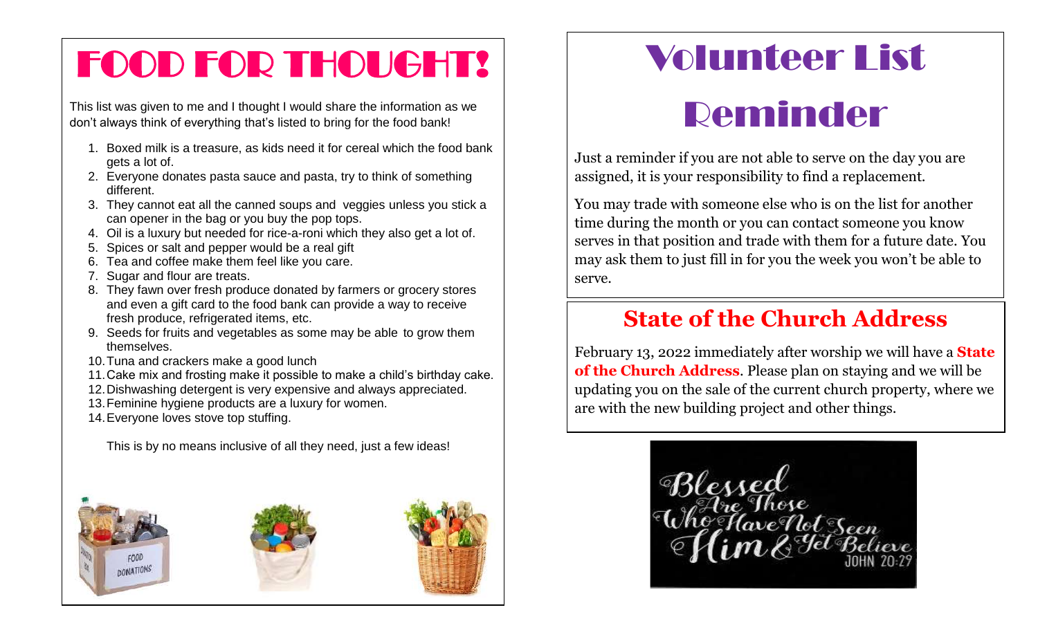# FOOD FOR THOUGHT!

This list was given to me and I thought I would share the information as we don't always think of everything that's listed to bring for the food bank!

1. Boxed milk is a treasure, as kids need it for cereal which the food bank gets a lot of.
2. Everyone donates pasta sauce and pasta, try to think of something different.
3. They cannot eat all the canned soups and veggies unless you stick a can opener in the bag or you buy the pop tops.
4. Oil is a luxury but needed for rice-a-roni which they also get a lot of.
5. Spices or salt and pepper would be a real gift
6. Tea and coffee make them feel like you care.
7. Sugar and flour are treats.
8. They fawn over fresh produce donated by farmers or grocery stores and even a gift card to the food bank can provide a way to receive fresh produce, refrigerated items, etc.
9. Seeds for fruits and vegetables as some may be able to grow them themselves.
10. Tuna and crackers make a good lunch
11. Cake mix and frosting make it possible to make a child's birthday cake.
12. Dishwashing detergent is very expensive and always appreciated.
13. Feminine hygiene products are a luxury for women.
14. Everyone loves stove top stuffing.

This is by no means inclusive of all they need, just a few ideas!

# Volunteer List Reminder

Just a reminder if you are not able to serve on the day you are assigned, it is your responsibility to find a replacement.

You may trade with someone else who is on the list for another time during the month or you can contact someone you know serves in that position and trade with them for a future date. You may ask them to just fill in for you the week you won't be able to serve.

## State of the Church Address

February 13, 2022 immediately after worship we will have a **State of the Church Address**. Please plan on staying and we will be updating you on the sale of the current church property, where we are with the new building project and other things.

Blessed Are Those Who Have Not Seen Him & Yet Believe
JOHN 20:29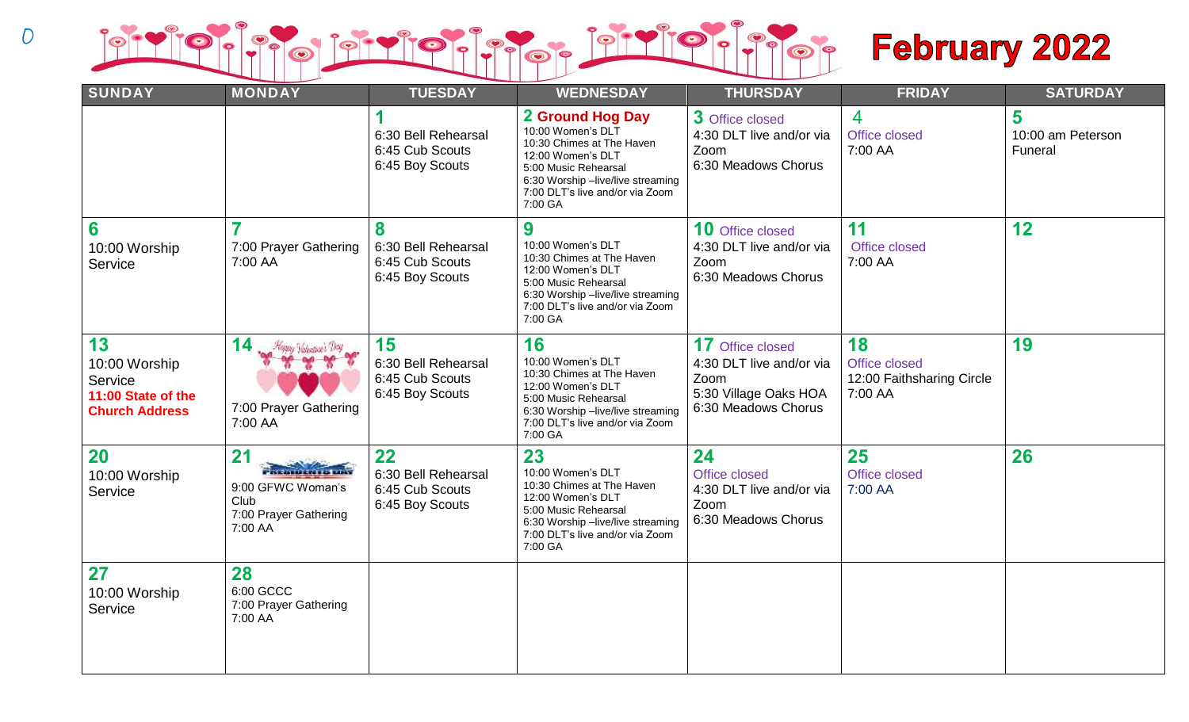# February 2022

| SUNDAY | MONDAY | TUESDAY | WEDNESDAY | THURSDAY | FRIDAY | SATURDAY |
|---|---|---|---|---|---|---|
| | | **1**<br>6:30 Bell Rehearsal<br>6:45 Cub Scouts<br>6:45 Boy Scouts | **2 Ground Hog Day**<br>10:00 Women's DLT<br>10:30 Chimes at The Haven<br>12:00 Women's DLT<br>5:00 Music Rehearsal<br>6:30 Worship –live/live streaming<br>7:00 DLT's live and/or via Zoom<br>7:00 GA | **3** Office closed<br>4:30 DLT live and/or via Zoom<br>6:30 Meadows Chorus | **4**<br>Office closed<br>7:00 AA | **5**<br>10:00 am Peterson Funeral |
| **6**<br>10:00 Worship Service | **7**<br>7:00 Prayer Gathering<br>7:00 AA | **8**<br>6:30 Bell Rehearsal<br>6:45 Cub Scouts<br>6:45 Boy Scouts | **9**<br>10:00 Women's DLT<br>10:30 Chimes at The Haven<br>12:00 Women's DLT<br>5:00 Music Rehearsal<br>6:30 Worship –live/live streaming<br>7:00 DLT's live and/or via Zoom<br>7:00 GA | **10** Office closed<br>4:30 DLT live and/or via Zoom<br>6:30 Meadows Chorus | **11**<br>Office closed<br>7:00 AA | **12** |
| **13**<br>10:00 Worship Service<br>**11:00 State of the Church Address** | **14** Happy Valentine's Day<br>7:00 Prayer Gathering<br>7:00 AA | **15**<br>6:30 Bell Rehearsal<br>6:45 Cub Scouts<br>6:45 Boy Scouts | **16**<br>10:00 Women's DLT<br>10:30 Chimes at The Haven<br>12:00 Women's DLT<br>5:00 Music Rehearsal<br>6:30 Worship –live/live streaming<br>7:00 DLT's live and/or via Zoom<br>7:00 GA | **17** Office closed<br>4:30 DLT live and/or via Zoom<br>5:30 Village Oaks HOA<br>6:30 Meadows Chorus | **18**<br>Office closed<br>12:00 Faithsharing Circle<br>7:00 AA | **19** |
| **20**<br>10:00 Worship Service | **21** Presidents Day<br>9:00 GFWC Woman's Club<br>7:00 Prayer Gathering<br>7:00 AA | **22**<br>6:30 Bell Rehearsal<br>6:45 Cub Scouts<br>6:45 Boy Scouts | **23**<br>10:00 Women's DLT<br>10:30 Chimes at The Haven<br>12:00 Women's DLT<br>5:00 Music Rehearsal<br>6:30 Worship –live/live streaming<br>7:00 DLT's live and/or via Zoom<br>7:00 GA | **24**<br>Office closed<br>4:30 DLT live and/or via Zoom<br>6:30 Meadows Chorus | **25**<br>Office closed<br>7:00 AA | **26** |
| **27**<br>10:00 Worship Service | **28**<br>6:00 GCCC<br>7:00 Prayer Gathering<br>7:00 AA | | | | | |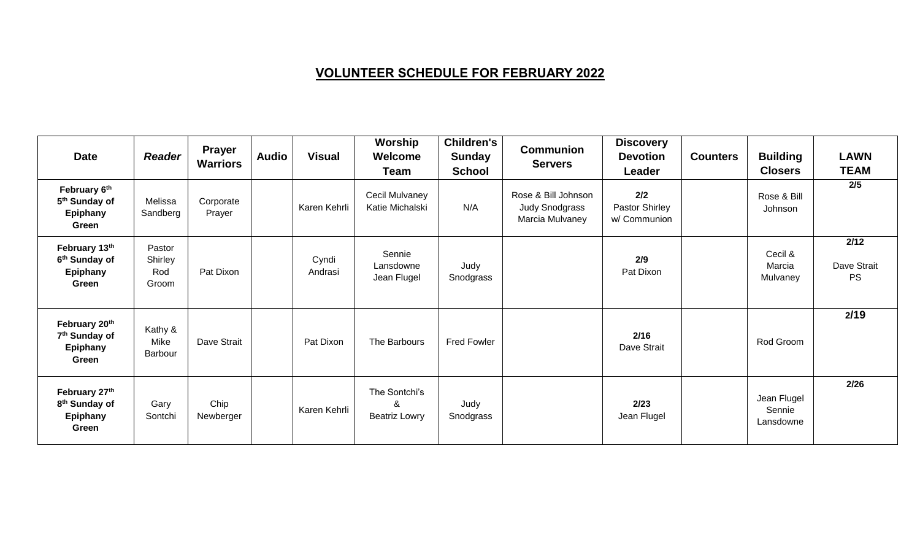## VOLUNTEER SCHEDULE FOR FEBRUARY 2022

| Date | *Reader* | Prayer Warriors | Audio | Visual | Worship Welcome Team | Children's Sunday School | Communion Servers | Discovery Devotion Leader | Counters | Building Closers | LAWN TEAM |
|---|---|---|---|---|---|---|---|---|---|---|---|
| **February 6th 5th Sunday of Epiphany Green** | Melissa Sandberg | Corporate Prayer | | Karen Kehrli | Cecil Mulvaney Katie Michalski | N/A | Rose & Bill Johnson Judy Snodgrass Marcia Mulvaney | **2/2** Pastor Shirley w/ Communion | | Rose & Bill Johnson | **2/5** |
| **February 13th 6th Sunday of Epiphany Green** | Pastor Shirley Rod Groom | Pat Dixon | | Cyndi Andrasi | Sennie Lansdowne Jean Flugel | Judy Snodgrass | | **2/9** Pat Dixon | | Cecil & Marcia Mulvaney | **2/12** Dave Strait PS |
| **February 20th 7th Sunday of Epiphany Green** | Kathy & Mike Barbour | Dave Strait | | Pat Dixon | The Barbours | Fred Fowler | | **2/16** Dave Strait | | Rod Groom | **2/19** |
| **February 27th 8th Sunday of Epiphany Green** | Gary Sontchi | Chip Newberger | | Karen Kehrli | The Sontchi's & Beatriz Lowry | Judy Snodgrass | | **2/23** Jean Flugel | | Jean Flugel Sennie Lansdowne | **2/26** |